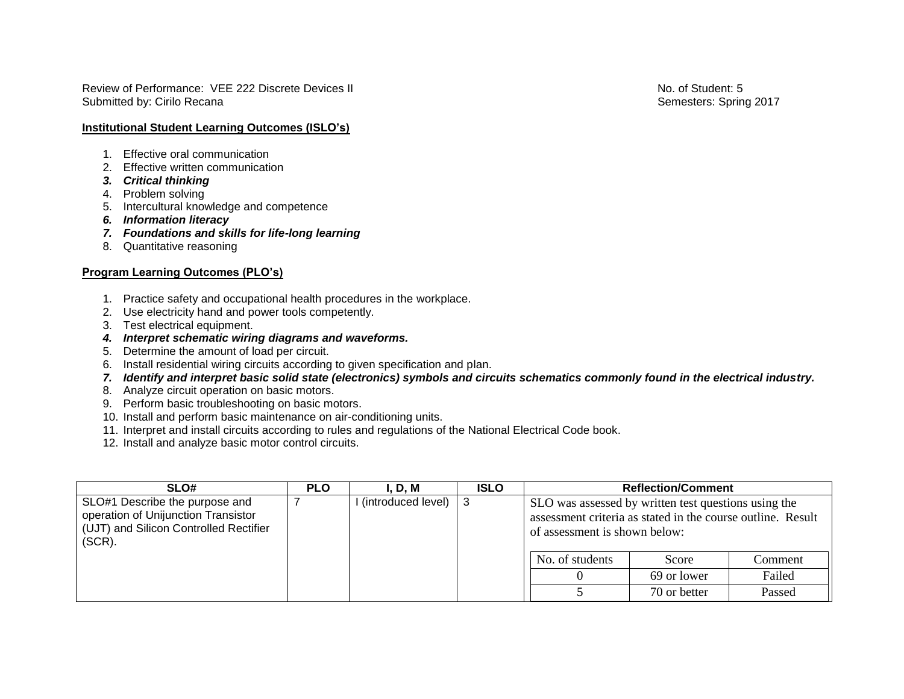Review of Performance: VEE 222 Discrete Devices II
Submitted by: Cirilo Recana

No. of Student: 5
Semesters: Spring 2017

**Institutional Student Learning Outcomes (ISLO's)**

1. Effective oral communication
2. Effective written communication
3. ***Critical thinking***
4. Problem solving
5. Intercultural knowledge and competence
6. ***Information literacy***
7. ***Foundations and skills for life-long learning***
8. Quantitative reasoning

**Program Learning Outcomes (PLO's)**

1. Practice safety and occupational health procedures in the workplace.
2. Use electricity hand and power tools competently.
3. Test electrical equipment.
4. ***Interpret schematic wiring diagrams and waveforms.***
5. Determine the amount of load per circuit.
6. Install residential wiring circuits according to given specification and plan.
7. ***Identify and interpret basic solid state (electronics) symbols and circuits schematics commonly found in the electrical industry.***
8. Analyze circuit operation on basic motors.
9. Perform basic troubleshooting on basic motors.
10. Install and perform basic maintenance on air-conditioning units.
11. Interpret and install circuits according to rules and regulations of the National Electrical Code book.
12. Install and analyze basic motor control circuits.

| SLO# | PLO | I, D, M | ISLO | Reflection/Comment | | |
|---|---|---|---|---|---|---|
| SLO#1 Describe the purpose and operation of Unijunction Transistor (UJT) and Silicon Controlled Rectifier (SCR). | 7 | I (introduced level) | 3 | SLO was assessed by written test questions using the assessment criteria as stated in the course outline. Result of assessment is shown below: | | |
| | | | | No. of students | Score | Comment |
| | | | | 0 | 69 or lower | Failed |
| | | | | 5 | 70 or better | Passed |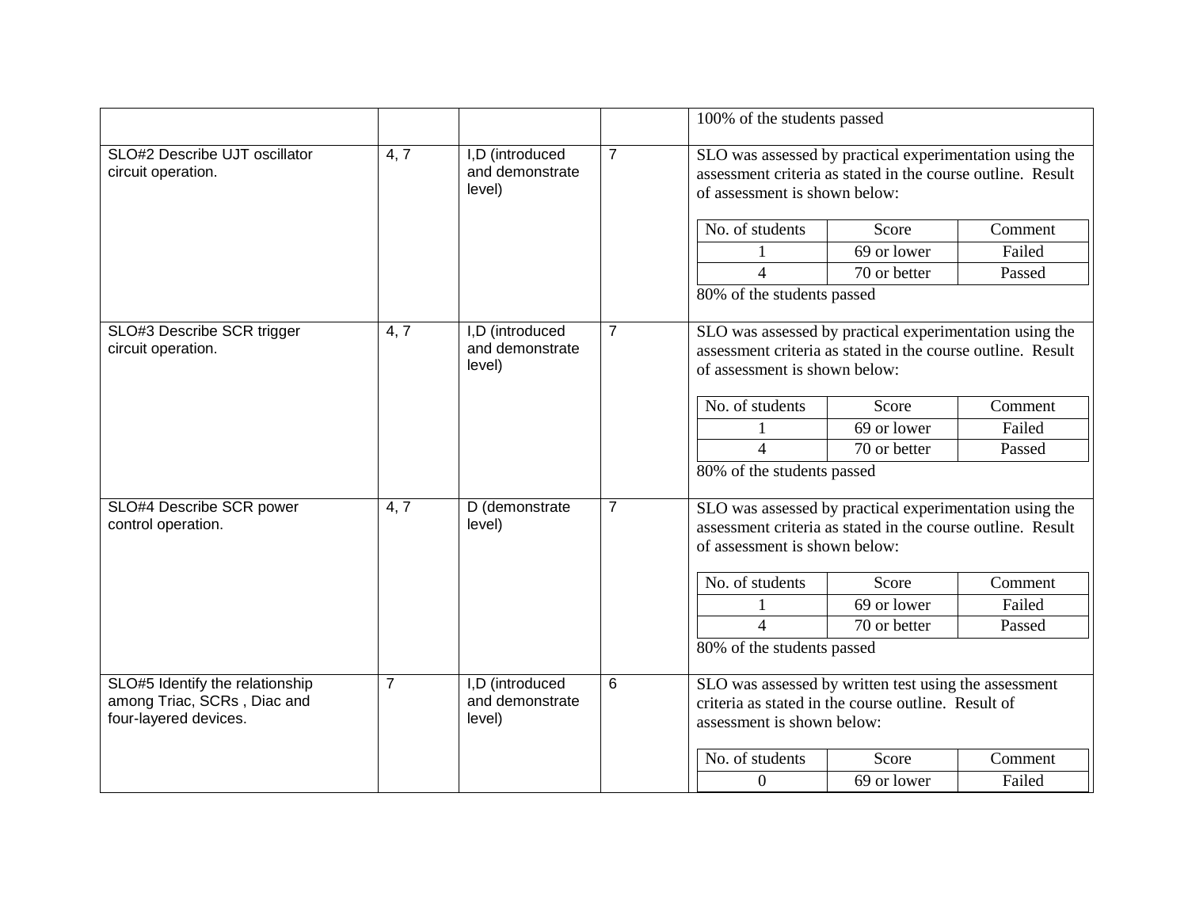| | | | | |
|---|---|---|---|---|
| | | | | 100% of the students passed |
| SLO#2 Describe UJT oscillator circuit operation. | 4, 7 | I,D (introduced and demonstrate level) | 7 | SLO was assessed by practical experimentation using the assessment criteria as stated in the course outline. Result of assessment is shown below:<br><br>No. of students / Score / Comment:<br>1 / 69 or lower / Failed<br>4 / 70 or better / Passed<br><br>80% of the students passed |
| SLO#3 Describe SCR trigger circuit operation. | 4, 7 | I,D (introduced and demonstrate level) | 7 | SLO was assessed by practical experimentation using the assessment criteria as stated in the course outline. Result of assessment is shown below:<br><br>No. of students / Score / Comment:<br>1 / 69 or lower / Failed<br>4 / 70 or better / Passed<br><br>80% of the students passed |
| SLO#4 Describe SCR power control operation. | 4, 7 | D (demonstrate level) | 7 | SLO was assessed by practical experimentation using the assessment criteria as stated in the course outline. Result of assessment is shown below:<br><br>No. of students / Score / Comment:<br>1 / 69 or lower / Failed<br>4 / 70 or better / Passed<br><br>80% of the students passed |
| SLO#5 Identify the relationship among Triac, SCRs , Diac and four-layered devices. | 7 | I,D (introduced and demonstrate level) | 6 | SLO was assessed by written test using the assessment criteria as stated in the course outline. Result of assessment is shown below:<br><br>No. of students / Score / Comment:<br>0 / 69 or lower / Failed |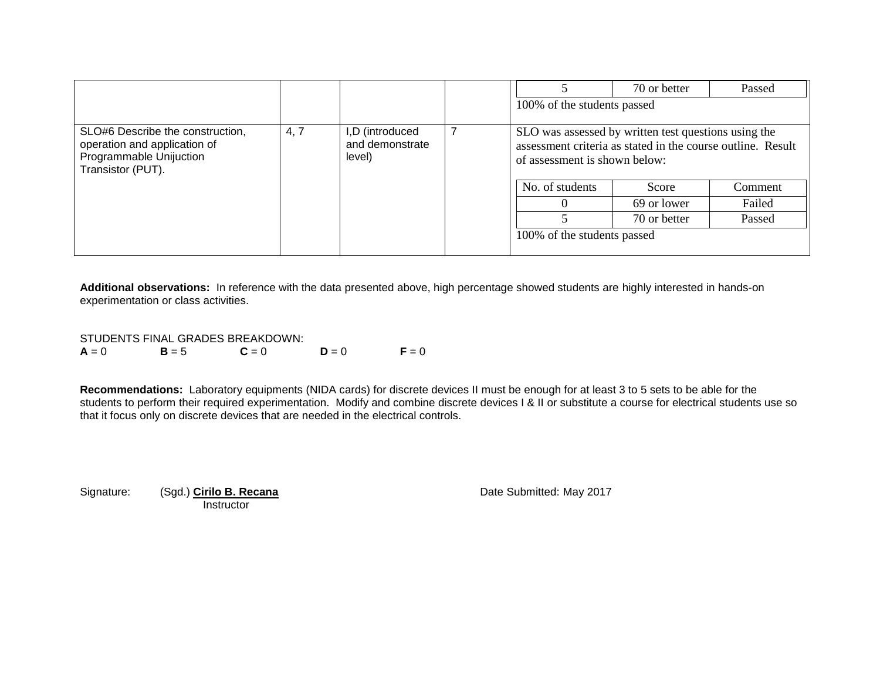| | | | | |
|---|---|---|---|---|
| | | | | 5 / 70 or better / Passed<br>100% of the students passed |
| SLO#6 Describe the construction, operation and application of Programmable Unijuction Transistor (PUT). | 4, 7 | I,D (introduced and demonstrate level) | 7 | SLO was assessed by written test questions using the assessment criteria as stated in the course outline. Result of assessment is shown below:<br><br>No. of students / Score / Comment<br>0 / 69 or lower / Failed<br>5 / 70 or better / Passed<br>100% of the students passed |

**Additional observations:** In reference with the data presented above, high percentage showed students are highly interested in hands-on experimentation or class activities.

STUDENTS FINAL GRADES BREAKDOWN:
**A** = 0 **B** = 5 **C** = 0 **D** = 0 **F** = 0

**Recommendations:** Laboratory equipments (NIDA cards) for discrete devices II must be enough for at least 3 to 5 sets to be able for the students to perform their required experimentation. Modify and combine discrete devices I & II or substitute a course for electrical students use so that it focus only on discrete devices that are needed in the electrical controls.

Signature: (Sgd.) **Cirilo B. Recana**
Instructor

Date Submitted: May 2017